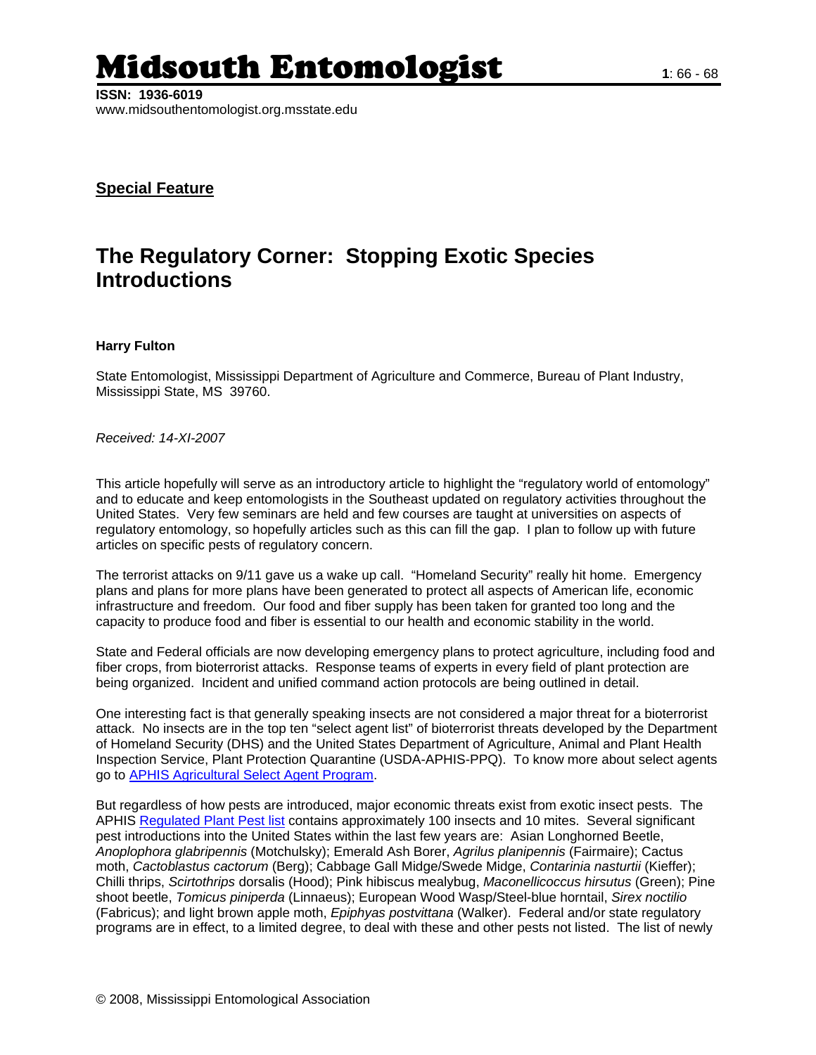# Midsouth Entomologist

**ISSN: 1936-6019**
www.midsouthentomologist.org.msstate.edu

**Special Feature**

## The Regulatory Corner: Stopping Exotic Species Introductions

**Harry Fulton**

State Entomologist, Mississippi Department of Agriculture and Commerce, Bureau of Plant Industry, Mississippi State, MS 39760.

*Received: 14-XI-2007*

This article hopefully will serve as an introductory article to highlight the "regulatory world of entomology" and to educate and keep entomologists in the Southeast updated on regulatory activities throughout the United States. Very few seminars are held and few courses are taught at universities on aspects of regulatory entomology, so hopefully articles such as this can fill the gap. I plan to follow up with future articles on specific pests of regulatory concern.

The terrorist attacks on 9/11 gave us a wake up call. "Homeland Security" really hit home. Emergency plans and plans for more plans have been generated to protect all aspects of American life, economic infrastructure and freedom. Our food and fiber supply has been taken for granted too long and the capacity to produce food and fiber is essential to our health and economic stability in the world.

State and Federal officials are now developing emergency plans to protect agriculture, including food and fiber crops, from bioterrorist attacks. Response teams of experts in every field of plant protection are being organized. Incident and unified command action protocols are being outlined in detail.

One interesting fact is that generally speaking insects are not considered a major threat for a bioterrorist attack. No insects are in the top ten "select agent list" of bioterrorist threats developed by the Department of Homeland Security (DHS) and the United States Department of Agriculture, Animal and Plant Health Inspection Service, Plant Protection Quarantine (USDA-APHIS-PPQ). To know more about select agents go to APHIS Agricultural Select Agent Program.

But regardless of how pests are introduced, major economic threats exist from exotic insect pests. The APHIS Regulated Plant Pest list contains approximately 100 insects and 10 mites. Several significant pest introductions into the United States within the last few years are: Asian Longhorned Beetle, *Anoplophora glabripennis* (Motchulsky); Emerald Ash Borer, *Agrilus planipennis* (Fairmaire); Cactus moth, *Cactoblastus cactorum* (Berg); Cabbage Gall Midge/Swede Midge, *Contarinia nasturtii* (Kieffer); Chilli thrips, *Scirtothrips* dorsalis (Hood); Pink hibiscus mealybug, *Maconellicoccus hirsutus* (Green); Pine shoot beetle, *Tomicus piniperda* (Linnaeus); European Wood Wasp/Steel-blue horntail, *Sirex noctilio* (Fabricus); and light brown apple moth, *Epiphyas postvittana* (Walker). Federal and/or state regulatory programs are in effect, to a limited degree, to deal with these and other pests not listed. The list of newly

© 2008, Mississippi Entomological Association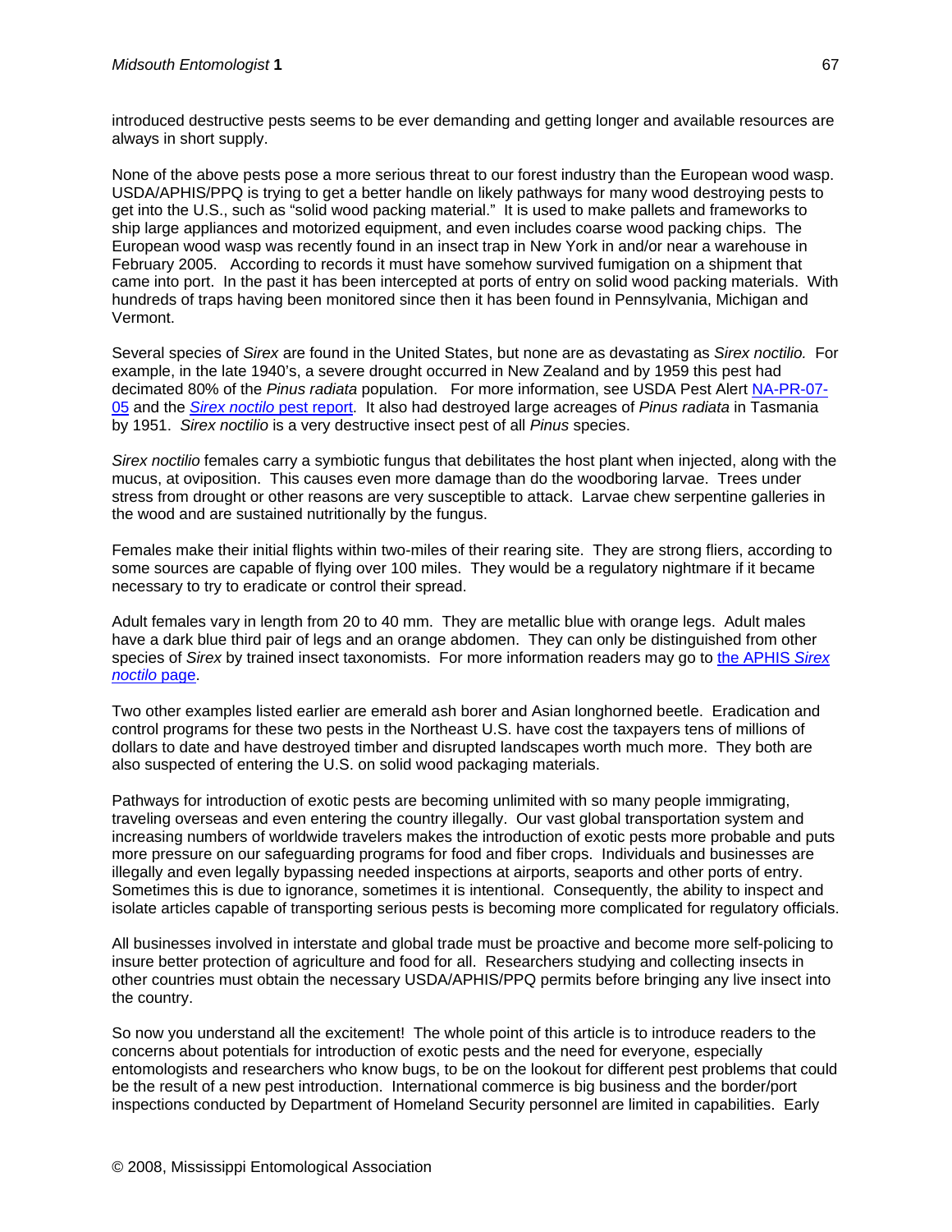introduced destructive pests seems to be ever demanding and getting longer and available resources are always in short supply.

None of the above pests pose a more serious threat to our forest industry than the European wood wasp. USDA/APHIS/PPQ is trying to get a better handle on likely pathways for many wood destroying pests to get into the U.S., such as "solid wood packing material." It is used to make pallets and frameworks to ship large appliances and motorized equipment, and even includes coarse wood packing chips. The European wood wasp was recently found in an insect trap in New York in and/or near a warehouse in February 2005. According to records it must have somehow survived fumigation on a shipment that came into port. In the past it has been intercepted at ports of entry on solid wood packing materials. With hundreds of traps having been monitored since then it has been found in Pennsylvania, Michigan and Vermont.

Several species of *Sirex* are found in the United States, but none are as devastating as *Sirex noctilio.* For example, in the late 1940's, a severe drought occurred in New Zealand and by 1959 this pest had decimated 80% of the *Pinus radiata* population. For more information, see USDA Pest Alert NA-PR-07-05 and the *Sirex noctilio* pest report. It also had destroyed large acreages of *Pinus radiata* in Tasmania by 1951. *Sirex noctilio* is a very destructive insect pest of all *Pinus* species.

*Sirex noctilio* females carry a symbiotic fungus that debilitates the host plant when injected, along with the mucus, at oviposition. This causes even more damage than do the woodboring larvae. Trees under stress from drought or other reasons are very susceptible to attack. Larvae chew serpentine galleries in the wood and are sustained nutritionally by the fungus.

Females make their initial flights within two-miles of their rearing site. They are strong fliers, according to some sources are capable of flying over 100 miles. They would be a regulatory nightmare if it became necessary to try to eradicate or control their spread.

Adult females vary in length from 20 to 40 mm. They are metallic blue with orange legs. Adult males have a dark blue third pair of legs and an orange abdomen. They can only be distinguished from other species of *Sirex* by trained insect taxonomists. For more information readers may go to the APHIS *Sirex noctilio* page.

Two other examples listed earlier are emerald ash borer and Asian longhorned beetle. Eradication and control programs for these two pests in the Northeast U.S. have cost the taxpayers tens of millions of dollars to date and have destroyed timber and disrupted landscapes worth much more. They both are also suspected of entering the U.S. on solid wood packaging materials.

Pathways for introduction of exotic pests are becoming unlimited with so many people immigrating, traveling overseas and even entering the country illegally. Our vast global transportation system and increasing numbers of worldwide travelers makes the introduction of exotic pests more probable and puts more pressure on our safeguarding programs for food and fiber crops. Individuals and businesses are illegally and even legally bypassing needed inspections at airports, seaports and other ports of entry. Sometimes this is due to ignorance, sometimes it is intentional. Consequently, the ability to inspect and isolate articles capable of transporting serious pests is becoming more complicated for regulatory officials.

All businesses involved in interstate and global trade must be proactive and become more self-policing to insure better protection of agriculture and food for all. Researchers studying and collecting insects in other countries must obtain the necessary USDA/APHIS/PPQ permits before bringing any live insect into the country.

So now you understand all the excitement! The whole point of this article is to introduce readers to the concerns about potentials for introduction of exotic pests and the need for everyone, especially entomologists and researchers who know bugs, to be on the lookout for different pest problems that could be the result of a new pest introduction. International commerce is big business and the border/port inspections conducted by Department of Homeland Security personnel are limited in capabilities. Early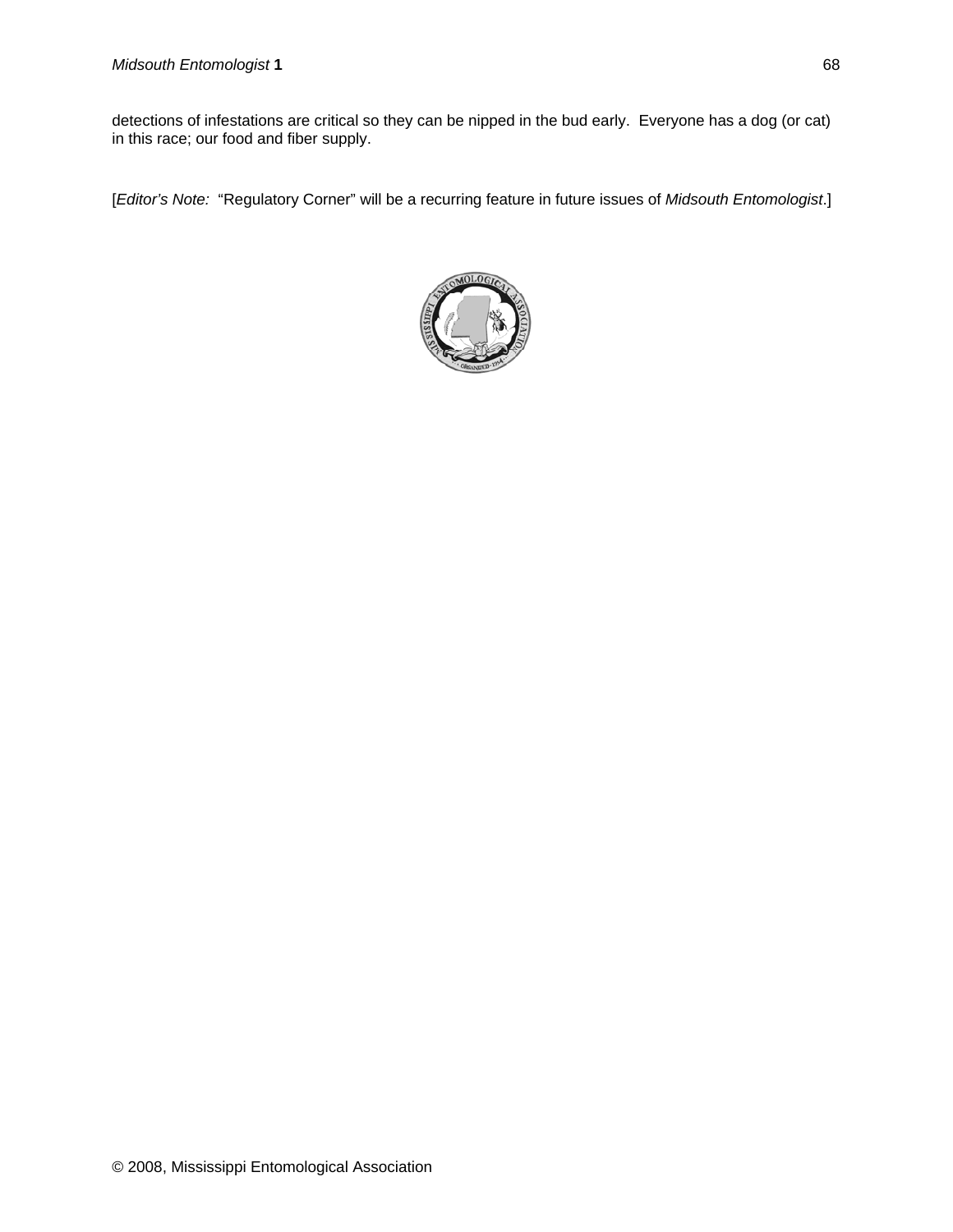detections of infestations are critical so they can be nipped in the bud early. Everyone has a dog (or cat) in this race; our food and fiber supply.

[*Editor's Note:* "Regulatory Corner" will be a recurring feature in future issues of *Midsouth Entomologist*.]

© 2008, Mississippi Entomological Association